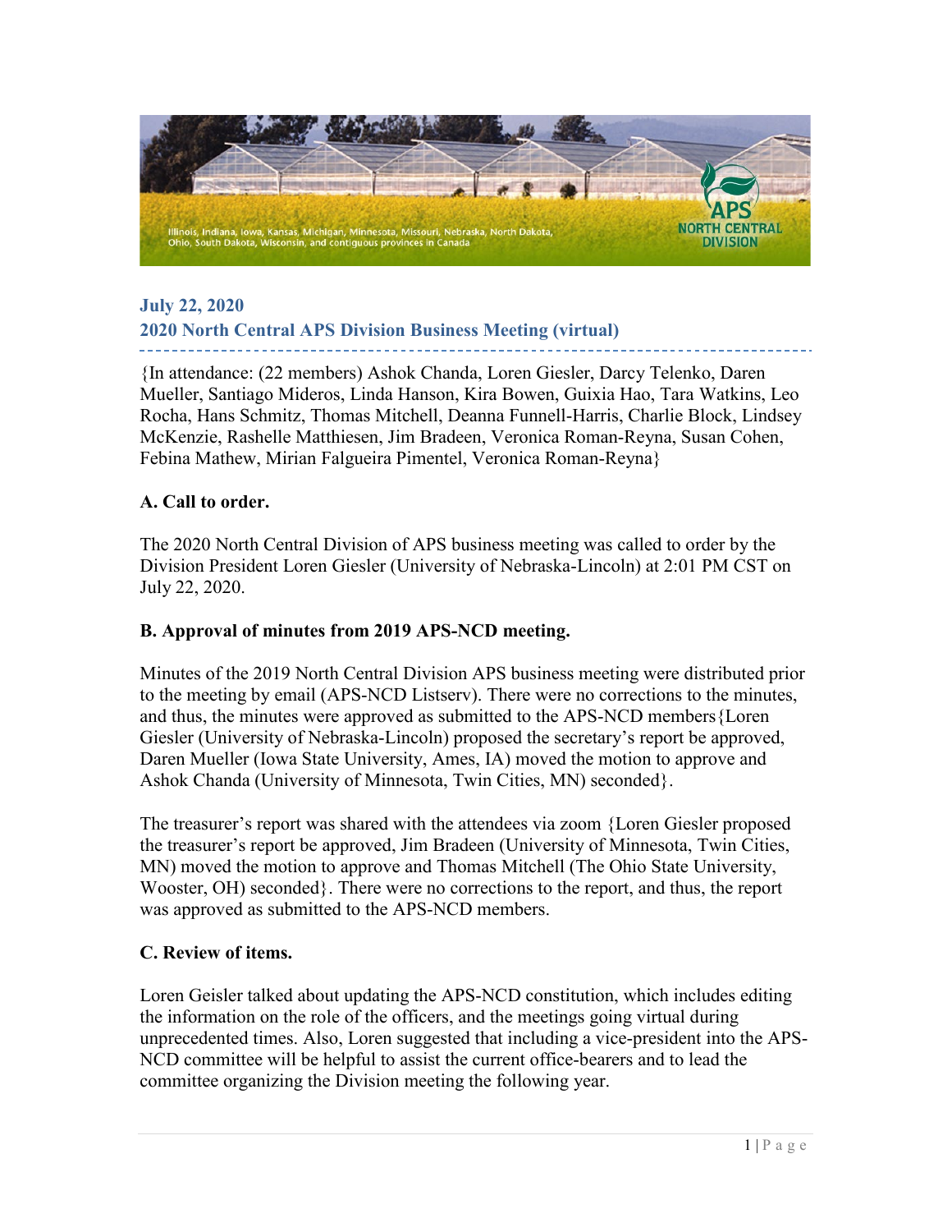## July 22, 2020
## 2020 North Central APS Division Business Meeting (virtual)

{In attendance: (22 members) Ashok Chanda, Loren Giesler, Darcy Telenko, Daren Mueller, Santiago Mideros, Linda Hanson, Kira Bowen, Guixia Hao, Tara Watkins, Leo Rocha, Hans Schmitz, Thomas Mitchell, Deanna Funnell-Harris, Charlie Block, Lindsey McKenzie, Rashelle Matthiesen, Jim Bradeen, Veronica Roman-Reyna, Susan Cohen, Febina Mathew, Mirian Falgueira Pimentel, Veronica Roman-Reyna}

### A. Call to order.

The 2020 North Central Division of APS business meeting was called to order by the Division President Loren Giesler (University of Nebraska-Lincoln) at 2:01 PM CST on July 22, 2020.

### B. Approval of minutes from 2019 APS-NCD meeting.

Minutes of the 2019 North Central Division APS business meeting were distributed prior to the meeting by email (APS-NCD Listserv). There were no corrections to the minutes, and thus, the minutes were approved as submitted to the APS-NCD members{Loren Giesler (University of Nebraska-Lincoln) proposed the secretary's report be approved, Daren Mueller (Iowa State University, Ames, IA) moved the motion to approve and Ashok Chanda (University of Minnesota, Twin Cities, MN) seconded}.

The treasurer's report was shared with the attendees via zoom {Loren Giesler proposed the treasurer's report be approved, Jim Bradeen (University of Minnesota, Twin Cities, MN) moved the motion to approve and Thomas Mitchell (The Ohio State University, Wooster, OH) seconded}. There were no corrections to the report, and thus, the report was approved as submitted to the APS-NCD members.

### C. Review of items.

Loren Geisler talked about updating the APS-NCD constitution, which includes editing the information on the role of the officers, and the meetings going virtual during unprecedented times. Also, Loren suggested that including a vice-president into the APS-NCD committee will be helpful to assist the current office-bearers and to lead the committee organizing the Division meeting the following year.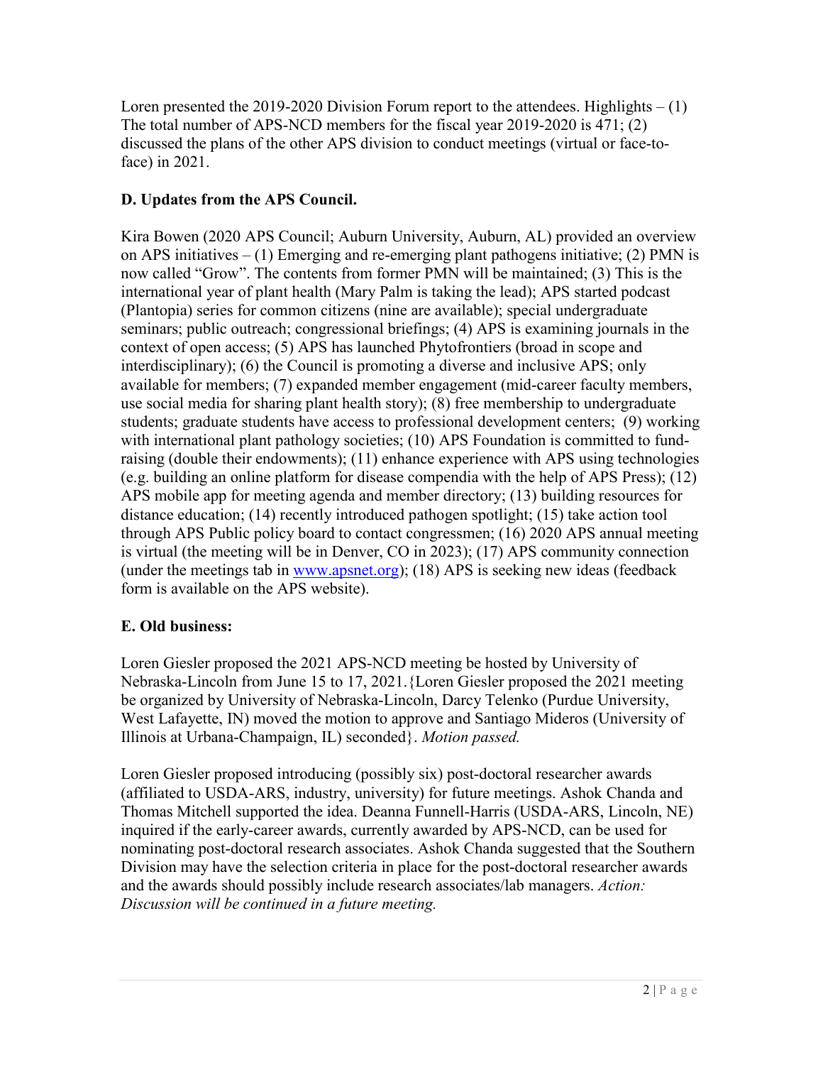Loren presented the 2019-2020 Division Forum report to the attendees. Highlights – (1) The total number of APS-NCD members for the fiscal year 2019-2020 is 471; (2) discussed the plans of the other APS division to conduct meetings (virtual or face-to-face) in 2021.

## D. Updates from the APS Council.

Kira Bowen (2020 APS Council; Auburn University, Auburn, AL) provided an overview on APS initiatives – (1) Emerging and re-emerging plant pathogens initiative; (2) PMN is now called "Grow". The contents from former PMN will be maintained; (3) This is the international year of plant health (Mary Palm is taking the lead); APS started podcast (Plantopia) series for common citizens (nine are available); special undergraduate seminars; public outreach; congressional briefings; (4) APS is examining journals in the context of open access; (5) APS has launched Phytofrontiers (broad in scope and interdisciplinary); (6) the Council is promoting a diverse and inclusive APS; only available for members; (7) expanded member engagement (mid-career faculty members, use social media for sharing plant health story); (8) free membership to undergraduate students; graduate students have access to professional development centers; (9) working with international plant pathology societies; (10) APS Foundation is committed to fund-raising (double their endowments); (11) enhance experience with APS using technologies (e.g. building an online platform for disease compendia with the help of APS Press); (12) APS mobile app for meeting agenda and member directory; (13) building resources for distance education; (14) recently introduced pathogen spotlight; (15) take action tool through APS Public policy board to contact congressmen; (16) 2020 APS annual meeting is virtual (the meeting will be in Denver, CO in 2023); (17) APS community connection (under the meetings tab in [www.apsnet.org](www.apsnet.org)); (18) APS is seeking new ideas (feedback form is available on the APS website).

## E. Old business:

Loren Giesler proposed the 2021 APS-NCD meeting be hosted by University of Nebraska-Lincoln from June 15 to 17, 2021.{Loren Giesler proposed the 2021 meeting be organized by University of Nebraska-Lincoln, Darcy Telenko (Purdue University, West Lafayette, IN) moved the motion to approve and Santiago Mideros (University of Illinois at Urbana-Champaign, IL) seconded}. *Motion passed.*

Loren Giesler proposed introducing (possibly six) post-doctoral researcher awards (affiliated to USDA-ARS, industry, university) for future meetings. Ashok Chanda and Thomas Mitchell supported the idea. Deanna Funnell-Harris (USDA-ARS, Lincoln, NE) inquired if the early-career awards, currently awarded by APS-NCD, can be used for nominating post-doctoral research associates. Ashok Chanda suggested that the Southern Division may have the selection criteria in place for the post-doctoral researcher awards and the awards should possibly include research associates/lab managers. *Action: Discussion will be continued in a future meeting.*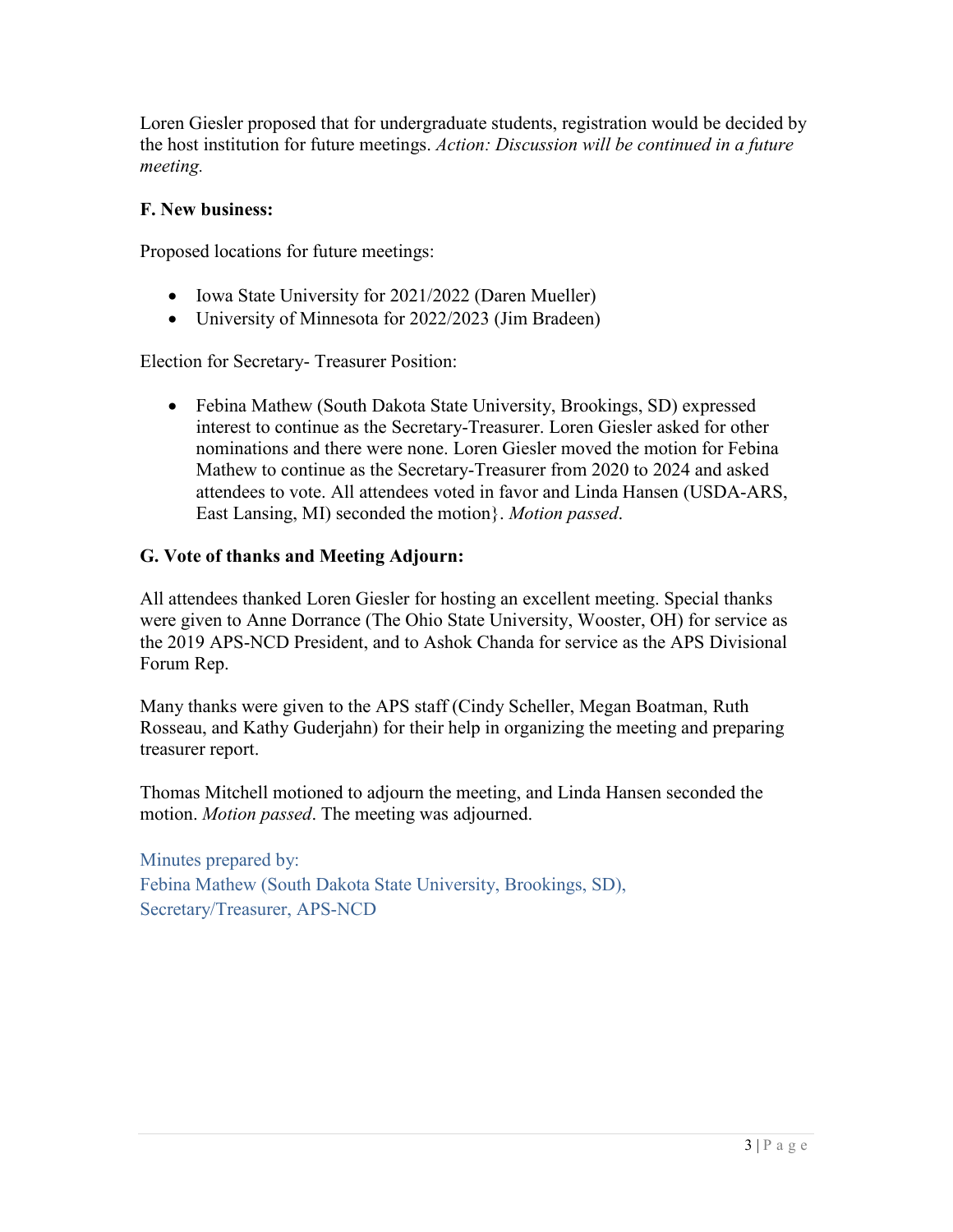Loren Giesler proposed that for undergraduate students, registration would be decided by the host institution for future meetings. *Action: Discussion will be continued in a future meeting.*

**F. New business:**

Proposed locations for future meetings:

- Iowa State University for 2021/2022 (Daren Mueller)
- University of Minnesota for 2022/2023 (Jim Bradeen)

Election for Secretary- Treasurer Position:

- Febina Mathew (South Dakota State University, Brookings, SD) expressed interest to continue as the Secretary-Treasurer. Loren Giesler asked for other nominations and there were none. Loren Giesler moved the motion for Febina Mathew to continue as the Secretary-Treasurer from 2020 to 2024 and asked attendees to vote. All attendees voted in favor and Linda Hansen (USDA-ARS, East Lansing, MI) seconded the motion}. *Motion passed*.

**G. Vote of thanks and Meeting Adjourn:**

All attendees thanked Loren Giesler for hosting an excellent meeting. Special thanks were given to Anne Dorrance (The Ohio State University, Wooster, OH) for service as the 2019 APS-NCD President, and to Ashok Chanda for service as the APS Divisional Forum Rep.

Many thanks were given to the APS staff (Cindy Scheller, Megan Boatman, Ruth Rosseau, and Kathy Guderjahn) for their help in organizing the meeting and preparing treasurer report.

Thomas Mitchell motioned to adjourn the meeting, and Linda Hansen seconded the motion. *Motion passed*. The meeting was adjourned.

Minutes prepared by:
Febina Mathew (South Dakota State University, Brookings, SD),
Secretary/Treasurer, APS-NCD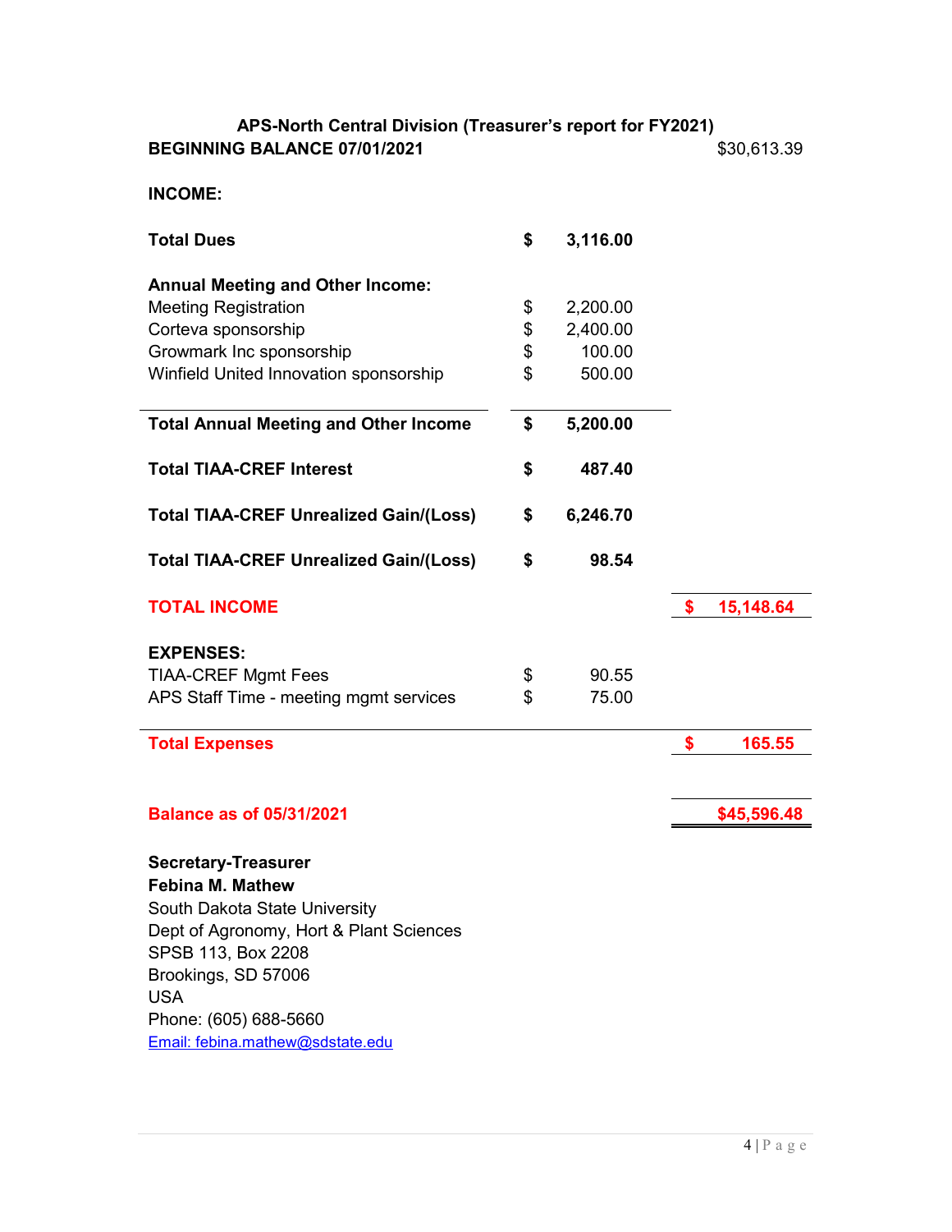**APS-North Central Division (Treasurer's report for FY2021)**

| | | | |
|---|---|---|---|
| **BEGINNING BALANCE 07/01/2021** | | | $30,613.39 |
| **INCOME:** | | | |
| **Total Dues** | **$** | **3,116.00** | |
| **Annual Meeting and Other Income:** | | | |
| Meeting Registration | $ | 2,200.00 | |
| Corteva sponsorship | $ | 2,400.00 | |
| Growmark Inc sponsorship | $ | 100.00 | |
| Winfield United Innovation sponsorship | $ | 500.00 | |
| **Total Annual Meeting and Other Income** | **$** | **5,200.00** | |
| **Total TIAA-CREF Interest** | **$** | **487.40** | |
| **Total TIAA-CREF Unrealized Gain/(Loss)** | **$** | **6,246.70** | |
| **Total TIAA-CREF Unrealized Gain/(Loss)** | **$** | **98.54** | |
| **TOTAL INCOME** | | | **$ 15,148.64** |
| **EXPENSES:** | | | |
| TIAA-CREF Mgmt Fees | $ | 90.55 | |
| APS Staff Time - meeting mgmt services | $ | 75.00 | |
| **Total Expenses** | | | **$ 165.55** |
| **Balance as of 05/31/2021** | | | **$45,596.48** |

**Secretary-Treasurer**
**Febina M. Mathew**
South Dakota State University
Dept of Agronomy, Hort & Plant Sciences
SPSB 113, Box 2208
Brookings, SD 57006
USA
Phone: (605) 688-5660
Email: febina.mathew@sdstate.edu